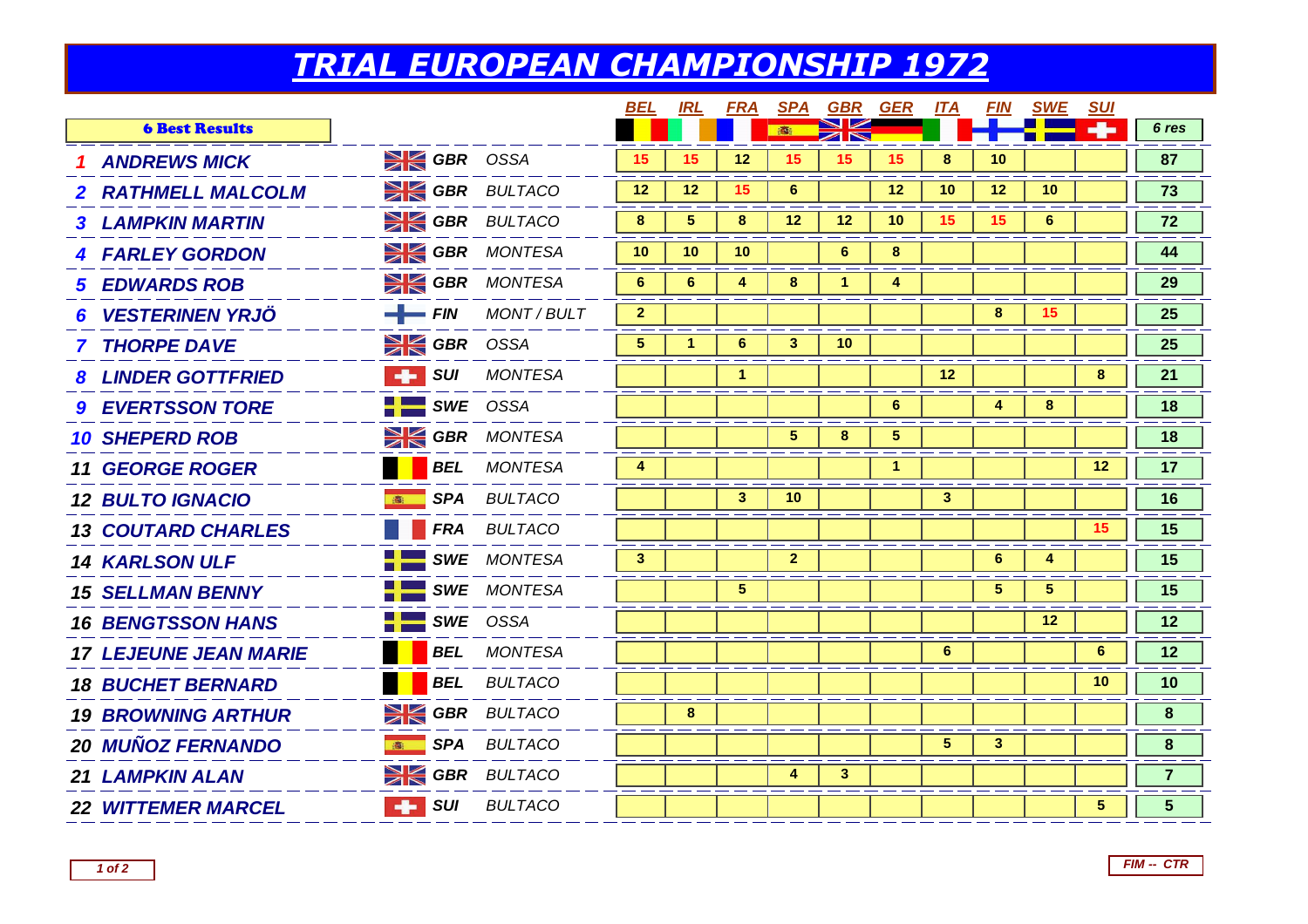# TRIAL EUROPEAN CHAMPIONSHIP 1972

| 6 Best Results | | | | BEL | IRL | FRA | SPA | GBR | GER | ITA | FIN | SWE | SUI | 6 res |
|---|---|---|---|---|---|---|---|---|---|---|---|---|---|---|
| 1 | ANDREWS MICK | GBR | OSSA | 15 | 15 | 12 | 15 | 15 | 15 | 8 | 10 | | | 87 |
| 2 | RATHMELL MALCOLM | GBR | BULTACO | 12 | 12 | 15 | 6 | | 12 | 10 | 12 | 10 | | 73 |
| 3 | LAMPKIN MARTIN | GBR | BULTACO | 8 | 5 | 8 | 12 | 12 | 10 | 15 | 15 | 6 | | 72 |
| 4 | FARLEY GORDON | GBR | MONTESA | 10 | 10 | 10 | | 6 | 8 | | | | | 44 |
| 5 | EDWARDS ROB | GBR | MONTESA | 6 | 6 | 4 | 8 | 1 | 4 | | | | | 29 |
| 6 | VESTERINEN YRJÖ | FIN | MONT / BULT | 2 | | | | | | | 8 | 15 | | 25 |
| 7 | THORPE DAVE | GBR | OSSA | 5 | 1 | 6 | 3 | 10 | | | | | | 25 |
| 8 | LINDER GOTTFRIED | SUI | MONTESA | | | 1 | | | | 12 | | | 8 | 21 |
| 9 | EVERTSSON TORE | SWE | OSSA | | | | | | 6 | | 4 | 8 | | 18 |
| 10 | SHEPERD ROB | GBR | MONTESA | | | | 5 | 8 | 5 | | | | | 18 |
| 11 | GEORGE ROGER | BEL | MONTESA | 4 | | | | | 1 | | | | 12 | 17 |
| 12 | BULTO IGNACIO | SPA | BULTACO | | | 3 | 10 | | | 3 | | | | 16 |
| 13 | COUTARD CHARLES | FRA | BULTACO | | | | | | | | | | 15 | 15 |
| 14 | KARLSON ULF | SWE | MONTESA | 3 | | | 2 | | | | 6 | 4 | | 15 |
| 15 | SELLMAN BENNY | SWE | MONTESA | | | 5 | | | | | 5 | 5 | | 15 |
| 16 | BENGTSSON HANS | SWE | OSSA | | | | | | | | | 12 | | 12 |
| 17 | LEJEUNE JEAN MARIE | BEL | MONTESA | | | | | | | 6 | | | 6 | 12 |
| 18 | BUCHET BERNARD | BEL | BULTACO | | | | | | | | | | 10 | 10 |
| 19 | BROWNING ARTHUR | GBR | BULTACO | | 8 | | | | | | | | | 8 |
| 20 | MUÑOZ FERNANDO | SPA | BULTACO | | | | | | | 5 | 3 | | | 8 |
| 21 | LAMPKIN ALAN | GBR | BULTACO | | | | 4 | 3 | | | | | | 7 |
| 22 | WITTEMER MARCEL | SUI | BULTACO | | | | | | | | | | 5 | 5 |

FIM -- CTR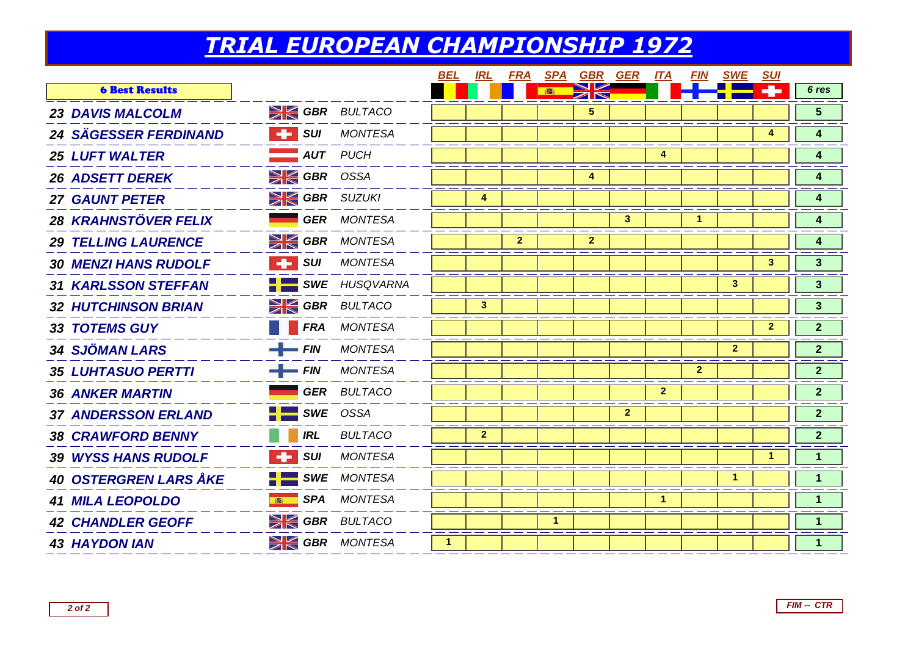# TRIAL EUROPEAN CHAMPIONSHIP 1972

| 6 Best Results | | | BEL | IRL | FRA | SPA | GBR | GER | ITA | FIN | SWE | SUI | 6 res |
|---|---|---|---|---|---|---|---|---|---|---|---|---|---|
| 23 DAVIS MALCOLM | GBR | BULTACO | | | | | 5 | | | | | | 5 |
| 24 SÄGESSER FERDINAND | SUI | MONTESA | | | | | | | | | | 4 | 4 |
| 25 LUFT WALTER | AUT | PUCH | | | | | | | 4 | | | | 4 |
| 26 ADSETT DEREK | GBR | OSSA | | | | | 4 | | | | | | 4 |
| 27 GAUNT PETER | GBR | SUZUKI | | 4 | | | | | | | | | 4 |
| 28 KRAHNSTÖVER FELIX | GER | MONTESA | | | | | | 3 | | 1 | | | 4 |
| 29 TELLING LAURENCE | GBR | MONTESA | | | 2 | | 2 | | | | | | 4 |
| 30 MENZI HANS RUDOLF | SUI | MONTESA | | | | | | | | | | 3 | 3 |
| 31 KARLSSON STEFFAN | SWE | HUSQVARNA | | | | | | | | | 3 | | 3 |
| 32 HUTCHINSON BRIAN | GBR | BULTACO | | 3 | | | | | | | | | 3 |
| 33 TOTEMS GUY | FRA | MONTESA | | | | | | | | | | 2 | 2 |
| 34 SJÖMAN LARS | FIN | MONTESA | | | | | | | | | 2 | | 2 |
| 35 LUHTASUO PERTTI | FIN | MONTESA | | | | | | | | 2 | | | 2 |
| 36 ANKER MARTIN | GER | BULTACO | | | | | | | 2 | | | | 2 |
| 37 ANDERSSON ERLAND | SWE | OSSA | | | | | | 2 | | | | | 2 |
| 38 CRAWFORD BENNY | IRL | BULTACO | | 2 | | | | | | | | | 2 |
| 39 WYSS HANS RUDOLF | SUI | MONTESA | | | | | | | | | | 1 | 1 |
| 40 OSTERGREN LARS ÅKE | SWE | MONTESA | | | | | | | | | 1 | | 1 |
| 41 MILA LEOPOLDO | SPA | MONTESA | | | | | | | 1 | | | | 1 |
| 42 CHANDLER GEOFF | GBR | BULTACO | | | | 1 | | | | | | | 1 |
| 43 HAYDON IAN | GBR | MONTESA | 1 | | | | | | | | | | 1 |

FIM -- CTR